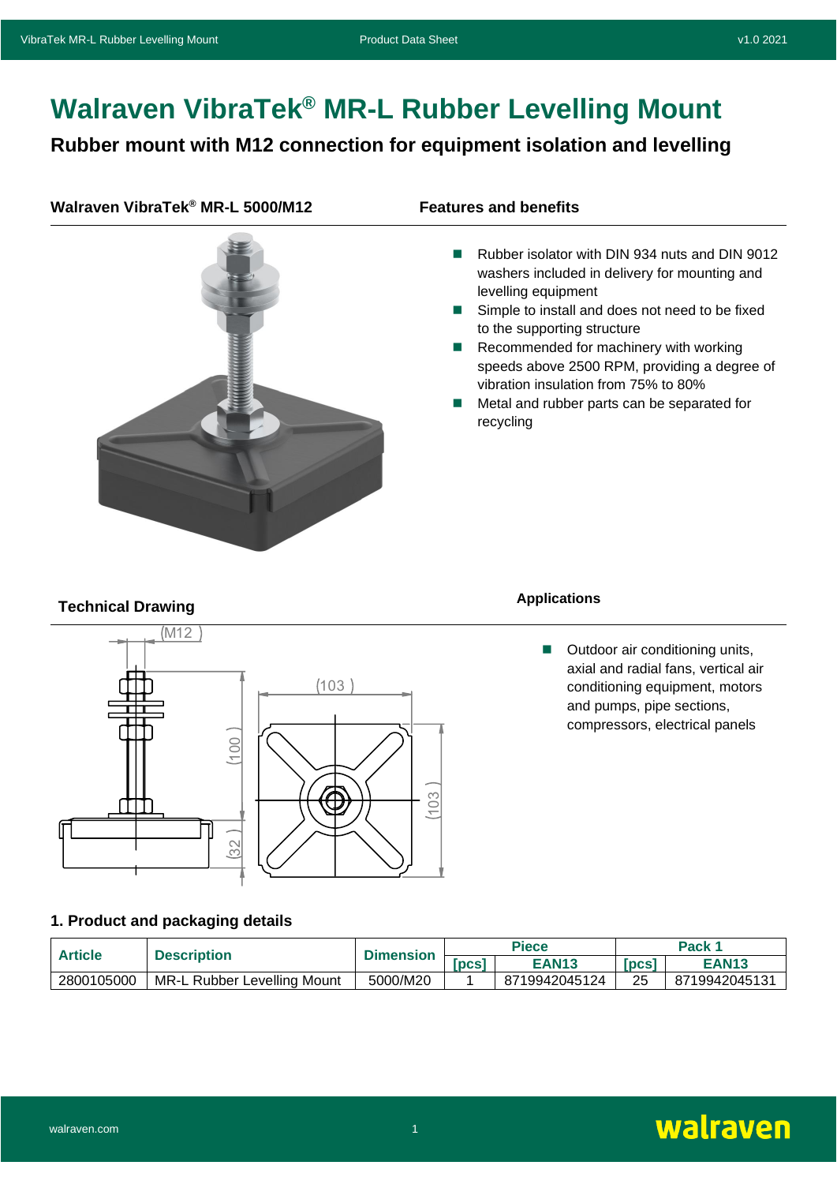# Walraven VibraTek® MR-L Rubber Levelling Mount

## Rubber mount with M12 connection for equipment isolation and levelling

### Walraven VibraTek® MR-L 5000/M12

### Features and benefits

- Rubber isolator with DIN 934 nuts and DIN 9012 washers included in delivery for mounting and levelling equipment
- Simple to install and does not need to be fixed to the supporting structure
- Recommended for machinery with working speeds above 2500 RPM, providing a degree of vibration insulation from 75% to 80%
- Metal and rubber parts can be separated for recycling

### Technical Drawing

(M12)

(103)

(100)

(103)

(32)

### Applications

- Outdoor air conditioning units, axial and radial fans, vertical air conditioning equipment, motors and pumps, pipe sections, compressors, electrical panels

### 1. Product and packaging details

| Article | Description | Dimension | Piece | | Pack 1 | |
|---|---|---|---|---|---|---|
| | | | [pcs] | EAN13 | [pcs] | EAN13 |
| 2800105000 | MR-L Rubber Levelling Mount | 5000/M20 | 1 | 8719942045124 | 25 | 8719942045131 |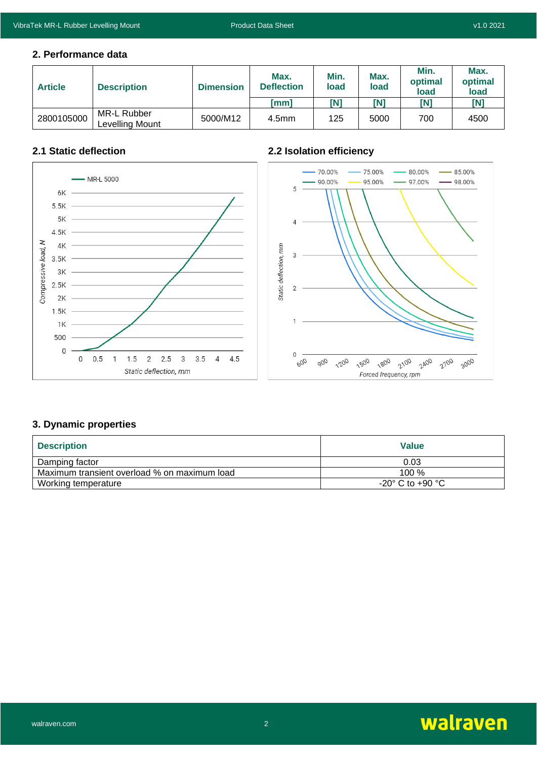## 2. Performance data

| Article | Description | Dimension | Max. Deflection [mm] | Min. load [N] | Max. load [N] | Min. optimal load [N] | Max. optimal load [N] |
|---|---|---|---|---|---|---|---|
| 2800105000 | MR-L Rubber Levelling Mount | 5000/M12 | 4.5mm | 125 | 5000 | 700 | 4500 |

### 2.1 Static deflection

MR-L 5000

Compressive load, N

6K
5.5K
5K
4.5K
4K
3.5K
3K
2.5K
2K
1.5K
1K
500
0

0 0.5 1 1.5 2 2.5 3 3.5 4 4.5

Static deflection, mm

### 2.2 Isolation efficiency

70.00% 75.00% 80.00% 85.00%
90.00% 95.00% 97.00% 98.00%

Static deflection, mm

5
4
3
2
1
0

600 900 1200 1500 1800 2100 2400 2700 3000

Forced frequency, rpm

## 3. Dynamic properties

| Description | Value |
|---|---|
| Damping factor | 0.03 |
| Maximum transient overload % on maximum load | 100 % |
| Working temperature | -20° C to +90 °C |